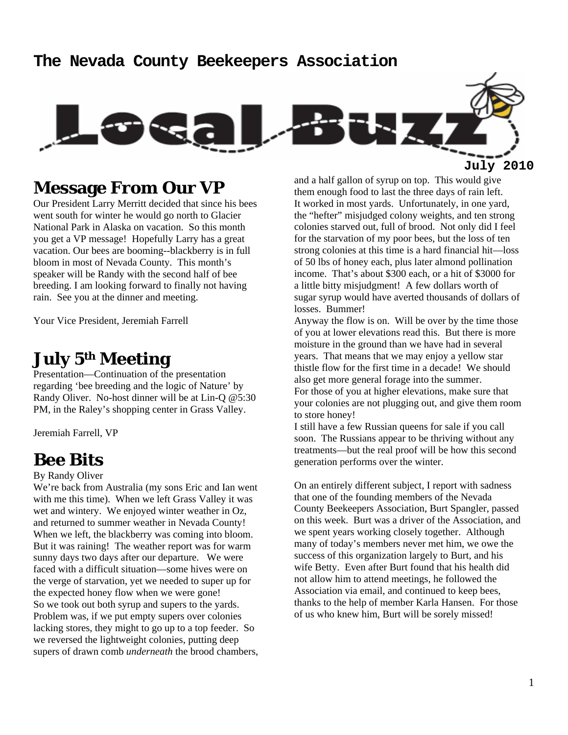# The Nevada County Beekeepers Association

# Local Buzz

**July 2010**

## Message From Our VP

Our President Larry Merritt decided that since his bees went south for winter he would go north to Glacier National Park in Alaska on vacation. So this month you get a VP message! Hopefully Larry has a great vacation. Our bees are booming--blackberry is in full bloom in most of Nevada County. This month's speaker will be Randy with the second half of bee breeding. I am looking forward to finally not having rain. See you at the dinner and meeting.

Your Vice President, Jeremiah Farrell

## July 5th Meeting

Presentation—Continuation of the presentation regarding 'bee breeding and the logic of Nature' by Randy Oliver. No-host dinner will be at Lin-Q @5:30 PM, in the Raley's shopping center in Grass Valley.

Jeremiah Farrell, VP

## Bee Bits

By Randy Oliver

We're back from Australia (my sons Eric and Ian went with me this time). When we left Grass Valley it was wet and wintery. We enjoyed winter weather in Oz, and returned to summer weather in Nevada County! When we left, the blackberry was coming into bloom. But it was raining! The weather report was for warm sunny days two days after our departure. We were faced with a difficult situation—some hives were on the verge of starvation, yet we needed to super up for the expected honey flow when we were gone!

So we took out both syrup and supers to the yards. Problem was, if we put empty supers over colonies lacking stores, they might to go up to a top feeder. So we reversed the lightweight colonies, putting deep supers of drawn comb *underneath* the brood chambers, and a half gallon of syrup on top. This would give them enough food to last the three days of rain left. It worked in most yards. Unfortunately, in one yard, the "hefter" misjudged colony weights, and ten strong colonies starved out, full of brood. Not only did I feel for the starvation of my poor bees, but the loss of ten strong colonies at this time is a hard financial hit—loss of 50 lbs of honey each, plus later almond pollination income. That's about $300 each, or a hit of $3000 for a little bitty misjudgment! A few dollars worth of sugar syrup would have averted thousands of dollars of losses. Bummer!

Anyway the flow is on. Will be over by the time those of you at lower elevations read this. But there is more moisture in the ground than we have had in several years. That means that we may enjoy a yellow star thistle flow for the first time in a decade! We should also get more general forage into the summer.

For those of you at higher elevations, make sure that your colonies are not plugging out, and give them room to store honey!

I still have a few Russian queens for sale if you call soon. The Russians appear to be thriving without any treatments—but the real proof will be how this second generation performs over the winter.

On an entirely different subject, I report with sadness that one of the founding members of the Nevada County Beekeepers Association, Burt Spangler, passed on this week. Burt was a driver of the Association, and we spent years working closely together. Although many of today's members never met him, we owe the success of this organization largely to Burt, and his wife Betty. Even after Burt found that his health did not allow him to attend meetings, he followed the Association via email, and continued to keep bees, thanks to the help of member Karla Hansen. For those of us who knew him, Burt will be sorely missed!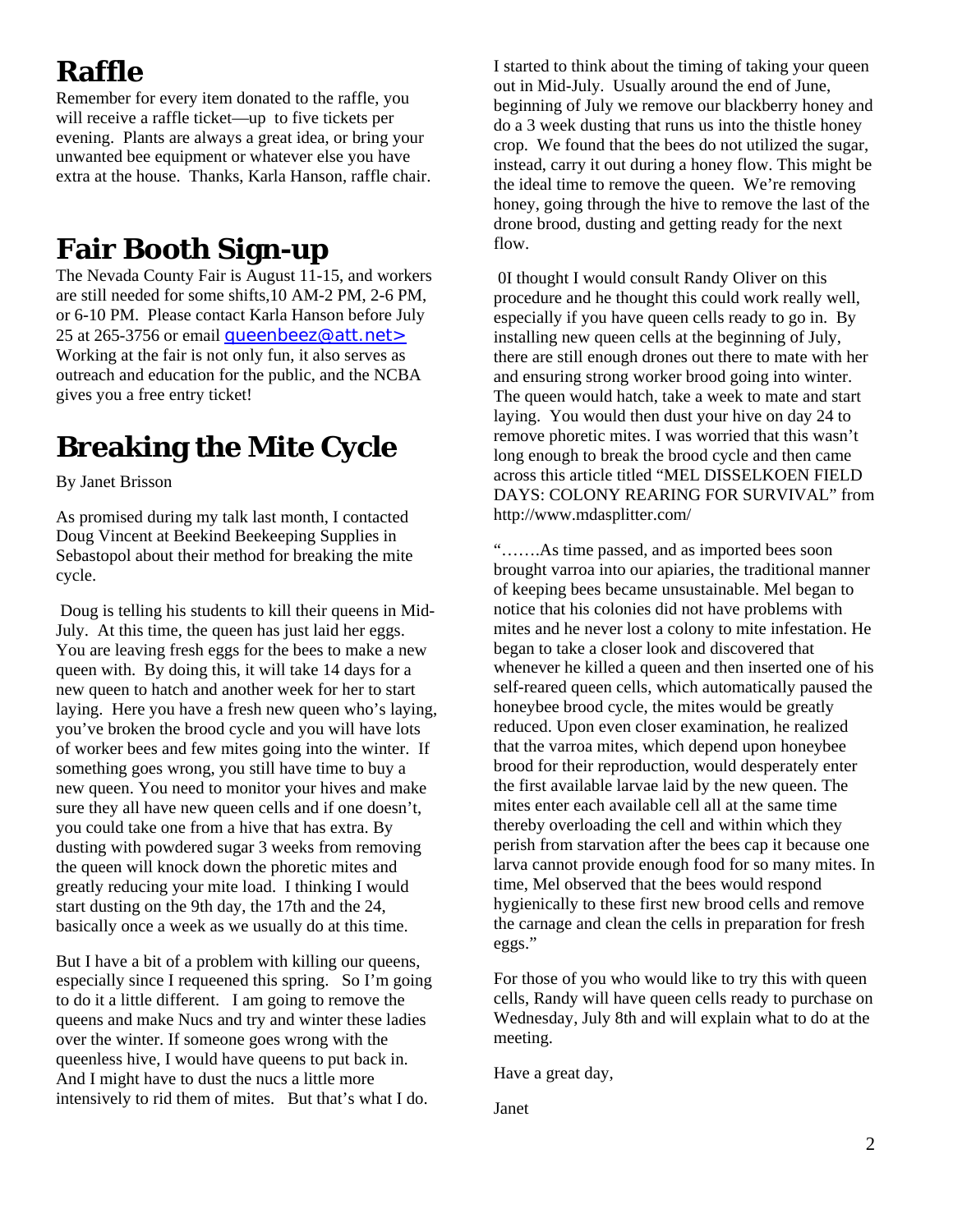## Raffle

Remember for every item donated to the raffle, you will receive a raffle ticket—up to five tickets per evening. Plants are always a great idea, or bring your unwanted bee equipment or whatever else you have extra at the house. Thanks, Karla Hanson, raffle chair.

## Fair Booth Sign-up

The Nevada County Fair is August 11-15, and workers are still needed for some shifts,10 AM-2 PM, 2-6 PM, or 6-10 PM. Please contact Karla Hanson before July 25 at 265-3756 or email queenbeez@att.net> Working at the fair is not only fun, it also serves as outreach and education for the public, and the NCBA gives you a free entry ticket!

## Breaking the Mite Cycle

By Janet Brisson

As promised during my talk last month, I contacted Doug Vincent at Beekind Beekeeping Supplies in Sebastopol about their method for breaking the mite cycle.

Doug is telling his students to kill their queens in Mid-July. At this time, the queen has just laid her eggs. You are leaving fresh eggs for the bees to make a new queen with. By doing this, it will take 14 days for a new queen to hatch and another week for her to start laying. Here you have a fresh new queen who's laying, you've broken the brood cycle and you will have lots of worker bees and few mites going into the winter. If something goes wrong, you still have time to buy a new queen. You need to monitor your hives and make sure they all have new queen cells and if one doesn't, you could take one from a hive that has extra. By dusting with powdered sugar 3 weeks from removing the queen will knock down the phoretic mites and greatly reducing your mite load. I thinking I would start dusting on the 9th day, the 17th and the 24, basically once a week as we usually do at this time.

But I have a bit of a problem with killing our queens, especially since I requeened this spring. So I'm going to do it a little different. I am going to remove the queens and make Nucs and try and winter these ladies over the winter. If someone goes wrong with the queenless hive, I would have queens to put back in. And I might have to dust the nucs a little more intensively to rid them of mites. But that's what I do.

I started to think about the timing of taking your queen out in Mid-July. Usually around the end of June, beginning of July we remove our blackberry honey and do a 3 week dusting that runs us into the thistle honey crop. We found that the bees do not utilized the sugar, instead, carry it out during a honey flow. This might be the ideal time to remove the queen. We're removing honey, going through the hive to remove the last of the drone brood, dusting and getting ready for the next flow.

0I thought I would consult Randy Oliver on this procedure and he thought this could work really well, especially if you have queen cells ready to go in. By installing new queen cells at the beginning of July, there are still enough drones out there to mate with her and ensuring strong worker brood going into winter. The queen would hatch, take a week to mate and start laying. You would then dust your hive on day 24 to remove phoretic mites. I was worried that this wasn't long enough to break the brood cycle and then came across this article titled "MEL DISSELKOEN FIELD DAYS: COLONY REARING FOR SURVIVAL" from http://www.mdasplitter.com/

".......As time passed, and as imported bees soon brought varroa into our apiaries, the traditional manner of keeping bees became unsustainable. Mel began to notice that his colonies did not have problems with mites and he never lost a colony to mite infestation. He began to take a closer look and discovered that whenever he killed a queen and then inserted one of his self-reared queen cells, which automatically paused the honeybee brood cycle, the mites would be greatly reduced. Upon even closer examination, he realized that the varroa mites, which depend upon honeybee brood for their reproduction, would desperately enter the first available larvae laid by the new queen. The mites enter each available cell all at the same time thereby overloading the cell and within which they perish from starvation after the bees cap it because one larva cannot provide enough food for so many mites. In time, Mel observed that the bees would respond hygienically to these first new brood cells and remove the carnage and clean the cells in preparation for fresh eggs."

For those of you who would like to try this with queen cells, Randy will have queen cells ready to purchase on Wednesday, July 8th and will explain what to do at the meeting.

Have a great day,

Janet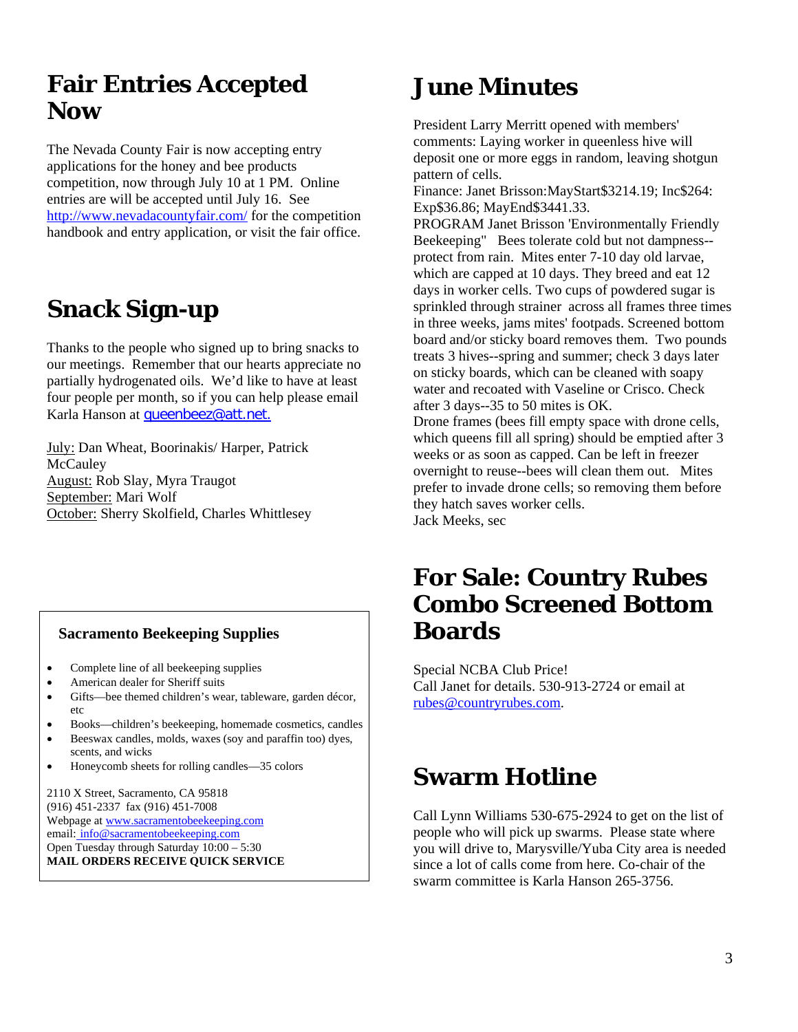# Fair Entries Accepted Now

The Nevada County Fair is now accepting entry applications for the honey and bee products competition, now through July 10 at 1 PM. Online entries are will be accepted until July 16. See http://www.nevadacountyfair.com/ for the competition handbook and entry application, or visit the fair office.

# Snack Sign-up

Thanks to the people who signed up to bring snacks to our meetings. Remember that our hearts appreciate no partially hydrogenated oils. We'd like to have at least four people per month, so if you can help please email Karla Hanson at queenbeez@att.net.

July: Dan Wheat, Boorinakis/ Harper, Patrick McCauley
August: Rob Slay, Myra Traugot
September: Mari Wolf
October: Sherry Skolfield, Charles Whittlesey

**Sacramento Beekeeping Supplies**

- Complete line of all beekeeping supplies
- American dealer for Sheriff suits
- Gifts—bee themed children's wear, tableware, garden décor, etc
- Books—children's beekeeping, homemade cosmetics, candles
- Beeswax candles, molds, waxes (soy and paraffin too) dyes, scents, and wicks
- Honeycomb sheets for rolling candles—35 colors

2110 X Street, Sacramento, CA 95818
(916) 451-2337 fax (916) 451-7008
Webpage at www.sacramentobeekeeping.com
email: info@sacramentobeekeeping.com
Open Tuesday through Saturday 10:00 – 5:30
**MAIL ORDERS RECEIVE QUICK SERVICE**

# June Minutes

President Larry Merritt opened with members' comments: Laying worker in queenless hive will deposit one or more eggs in random, leaving shotgun pattern of cells.
Finance: Janet Brisson:MayStart$3214.19; Inc$264: Exp$36.86; MayEnd$3441.33.
PROGRAM Janet Brisson 'Environmentally Friendly Beekeeping" Bees tolerate cold but not dampness--protect from rain. Mites enter 7-10 day old larvae, which are capped at 10 days. They breed and eat 12 days in worker cells. Two cups of powdered sugar is sprinkled through strainer across all frames three times in three weeks, jams mites' footpads. Screened bottom board and/or sticky board removes them. Two pounds treats 3 hives--spring and summer; check 3 days later on sticky boards, which can be cleaned with soapy water and recoated with Vaseline or Crisco. Check after 3 days--35 to 50 mites is OK.
Drone frames (bees fill empty space with drone cells, which queens fill all spring) should be emptied after 3 weeks or as soon as capped. Can be left in freezer overnight to reuse--bees will clean them out. Mites prefer to invade drone cells; so removing them before they hatch saves worker cells.
Jack Meeks, sec

# For Sale: Country Rubes Combo Screened Bottom Boards

Special NCBA Club Price!
Call Janet for details. 530-913-2724 or email at rubes@countryrubes.com.

# Swarm Hotline

Call Lynn Williams 530-675-2924 to get on the list of people who will pick up swarms. Please state where you will drive to, Marysville/Yuba City area is needed since a lot of calls come from here. Co-chair of the swarm committee is Karla Hanson 265-3756.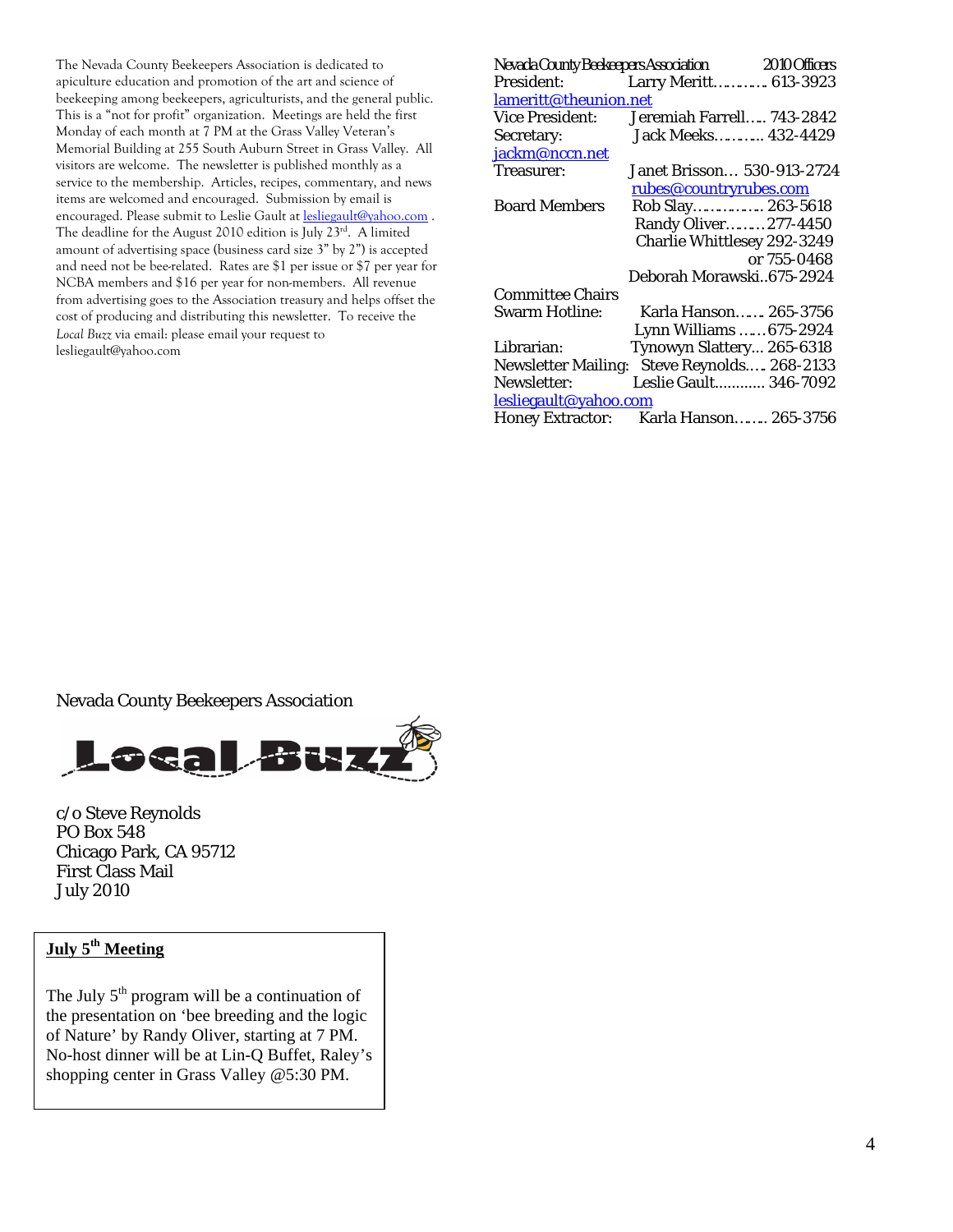The Nevada County Beekeepers Association is dedicated to apiculture education and promotion of the art and science of beekeeping among beekeepers, agriculturists, and the general public. This is a "not for profit" organization. Meetings are held the first Monday of each month at 7 PM at the Grass Valley Veteran's Memorial Building at 255 South Auburn Street in Grass Valley. All visitors are welcome. The newsletter is published monthly as a service to the membership. Articles, recipes, commentary, and news items are welcomed and encouraged. Submission by email is encouraged. Please submit to Leslie Gault at lesliegault@yahoo.com . The deadline for the August 2010 edition is July 23rd. A limited amount of advertising space (business card size 3" by 2") is accepted and need not be bee-related. Rates are $1 per issue or $7 per year for NCBA members and $16 per year for non-members. All revenue from advertising goes to the Association treasury and helps offset the cost of producing and distributing this newsletter. To receive the *Local Buzz* via email: please email your request to lesliegault@yahoo.com

**Nevada County Beekeepers Association — 2010 Officers**

President: Larry Meritt………. 613-3923
lameritt@theunion.net
Vice President: Jeremiah Farrell….. 743-2842
Secretary: Jack Meeks………. 432-4429
jackm@nccn.net
Treasurer: Janet Brisson… 530-913-2724
rubes@countryrubes.com
Board Members: Rob Slay…………… 263-5618
Randy Oliver……..277-4450
Charlie Whittlesey 292-3249 or 755-0468
Deborah Morawski..675-2924

Committee Chairs
Swarm Hotline: Karla Hanson…… 265-3756
Lynn Williams ……675-2924
Librarian: Tynowyn Slattery… 265-6318
Newsletter Mailing: Steve Reynolds…. 268-2133
Newsletter: Leslie Gault............ 346-7092
lesliegault@yahoo.com
Honey Extractor: Karla Hanson……. 265-3756

Nevada County Beekeepers Association

**Local Buzz**

c/o Steve Reynolds
PO Box 548
Chicago Park, CA 95712
First Class Mail
July 2010

## July 5th Meeting

The July 5th program will be a continuation of the presentation on 'bee breeding and the logic of Nature' by Randy Oliver, starting at 7 PM. No-host dinner will be at Lin-Q Buffet, Raley's shopping center in Grass Valley @5:30 PM.